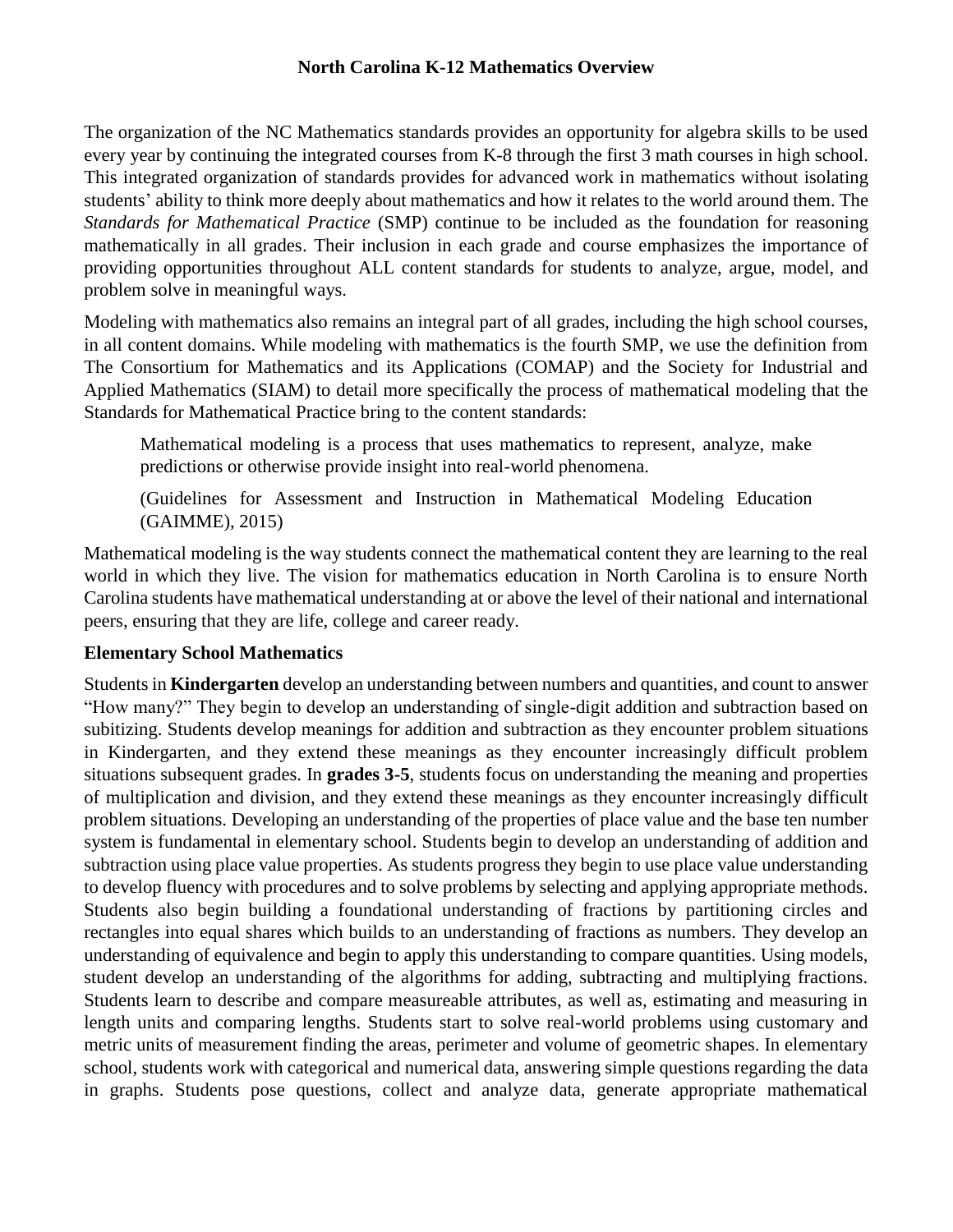# North Carolina K-12 Mathematics Overview

The organization of the NC Mathematics standards provides an opportunity for algebra skills to be used every year by continuing the integrated courses from K-8 through the first 3 math courses in high school. This integrated organization of standards provides for advanced work in mathematics without isolating students' ability to think more deeply about mathematics and how it relates to the world around them. The *Standards for Mathematical Practice* (SMP) continue to be included as the foundation for reasoning mathematically in all grades. Their inclusion in each grade and course emphasizes the importance of providing opportunities throughout ALL content standards for students to analyze, argue, model, and problem solve in meaningful ways.

Modeling with mathematics also remains an integral part of all grades, including the high school courses, in all content domains. While modeling with mathematics is the fourth SMP, we use the definition from The Consortium for Mathematics and its Applications (COMAP) and the Society for Industrial and Applied Mathematics (SIAM) to detail more specifically the process of mathematical modeling that the Standards for Mathematical Practice bring to the content standards:

> Mathematical modeling is a process that uses mathematics to represent, analyze, make predictions or otherwise provide insight into real-world phenomena.
>
> (Guidelines for Assessment and Instruction in Mathematical Modeling Education (GAIMME), 2015)

Mathematical modeling is the way students connect the mathematical content they are learning to the real world in which they live. The vision for mathematics education in North Carolina is to ensure North Carolina students have mathematical understanding at or above the level of their national and international peers, ensuring that they are life, college and career ready.

## Elementary School Mathematics

Students in **Kindergarten** develop an understanding between numbers and quantities, and count to answer "How many?" They begin to develop an understanding of single-digit addition and subtraction based on subitizing. Students develop meanings for addition and subtraction as they encounter problem situations in Kindergarten, and they extend these meanings as they encounter increasingly difficult problem situations subsequent grades. In **grades 3-5**, students focus on understanding the meaning and properties of multiplication and division, and they extend these meanings as they encounter increasingly difficult problem situations. Developing an understanding of the properties of place value and the base ten number system is fundamental in elementary school. Students begin to develop an understanding of addition and subtraction using place value properties. As students progress they begin to use place value understanding to develop fluency with procedures and to solve problems by selecting and applying appropriate methods. Students also begin building a foundational understanding of fractions by partitioning circles and rectangles into equal shares which builds to an understanding of fractions as numbers. They develop an understanding of equivalence and begin to apply this understanding to compare quantities. Using models, student develop an understanding of the algorithms for adding, subtracting and multiplying fractions. Students learn to describe and compare measureable attributes, as well as, estimating and measuring in length units and comparing lengths. Students start to solve real-world problems using customary and metric units of measurement finding the areas, perimeter and volume of geometric shapes. In elementary school, students work with categorical and numerical data, answering simple questions regarding the data in graphs. Students pose questions, collect and analyze data, generate appropriate mathematical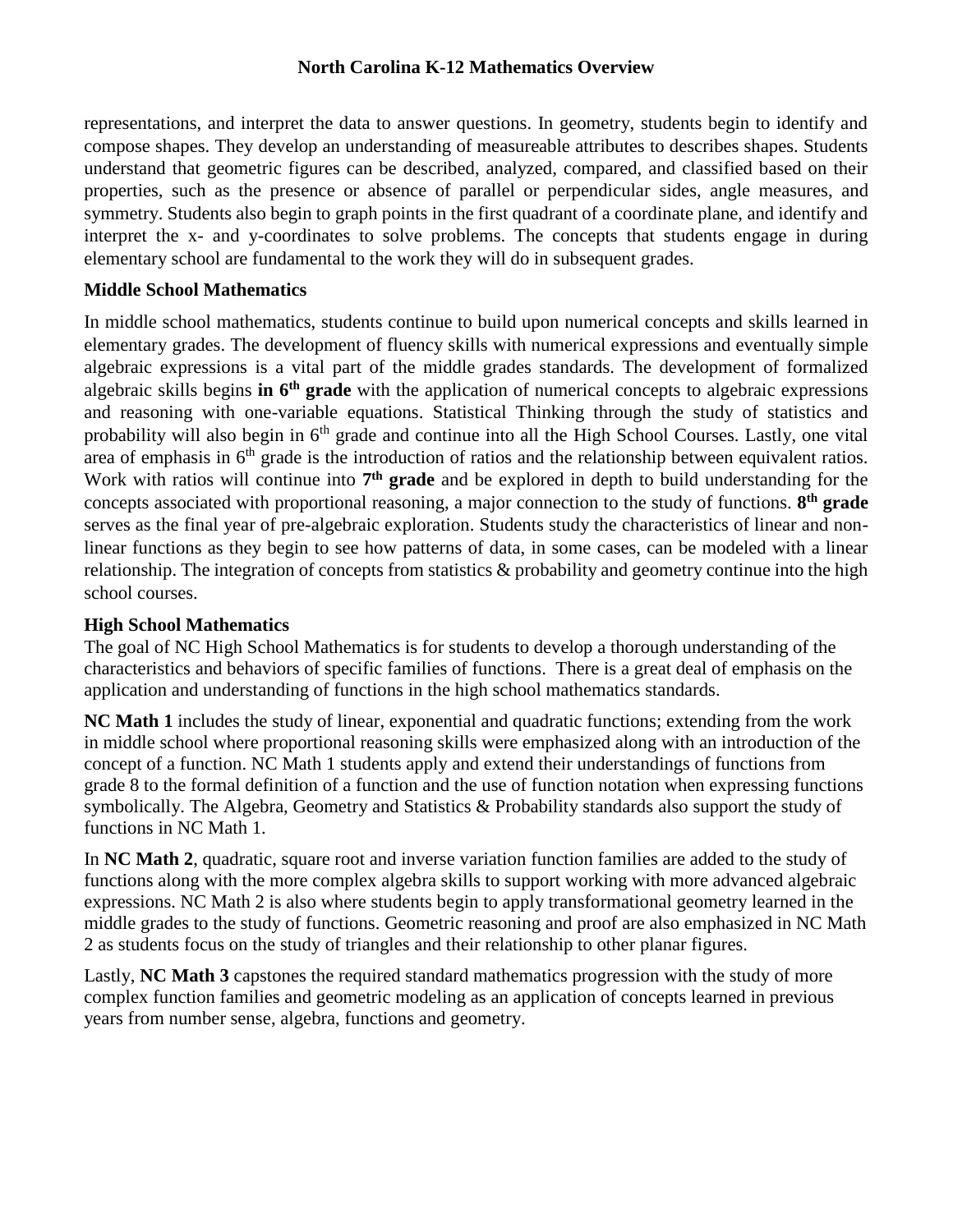representations, and interpret the data to answer questions. In geometry, students begin to identify and compose shapes. They develop an understanding of measureable attributes to describes shapes. Students understand that geometric figures can be described, analyzed, compared, and classified based on their properties, such as the presence or absence of parallel or perpendicular sides, angle measures, and symmetry. Students also begin to graph points in the first quadrant of a coordinate plane, and identify and interpret the x- and y-coordinates to solve problems. The concepts that students engage in during elementary school are fundamental to the work they will do in subsequent grades.

### Middle School Mathematics

In middle school mathematics, students continue to build upon numerical concepts and skills learned in elementary grades. The development of fluency skills with numerical expressions and eventually simple algebraic expressions is a vital part of the middle grades standards. The development of formalized algebraic skills begins **in 6th grade** with the application of numerical concepts to algebraic expressions and reasoning with one-variable equations. Statistical Thinking through the study of statistics and probability will also begin in 6th grade and continue into all the High School Courses. Lastly, one vital area of emphasis in 6th grade is the introduction of ratios and the relationship between equivalent ratios. Work with ratios will continue into **7th grade** and be explored in depth to build understanding for the concepts associated with proportional reasoning, a major connection to the study of functions. **8th grade** serves as the final year of pre-algebraic exploration. Students study the characteristics of linear and non-linear functions as they begin to see how patterns of data, in some cases, can be modeled with a linear relationship. The integration of concepts from statistics & probability and geometry continue into the high school courses.

### High School Mathematics

The goal of NC High School Mathematics is for students to develop a thorough understanding of the characteristics and behaviors of specific families of functions. There is a great deal of emphasis on the application and understanding of functions in the high school mathematics standards.

**NC Math 1** includes the study of linear, exponential and quadratic functions; extending from the work in middle school where proportional reasoning skills were emphasized along with an introduction of the concept of a function. NC Math 1 students apply and extend their understandings of functions from grade 8 to the formal definition of a function and the use of function notation when expressing functions symbolically. The Algebra, Geometry and Statistics & Probability standards also support the study of functions in NC Math 1.

In **NC Math 2**, quadratic, square root and inverse variation function families are added to the study of functions along with the more complex algebra skills to support working with more advanced algebraic expressions. NC Math 2 is also where students begin to apply transformational geometry learned in the middle grades to the study of functions. Geometric reasoning and proof are also emphasized in NC Math 2 as students focus on the study of triangles and their relationship to other planar figures.

Lastly, **NC Math 3** capstones the required standard mathematics progression with the study of more complex function families and geometric modeling as an application of concepts learned in previous years from number sense, algebra, functions and geometry.